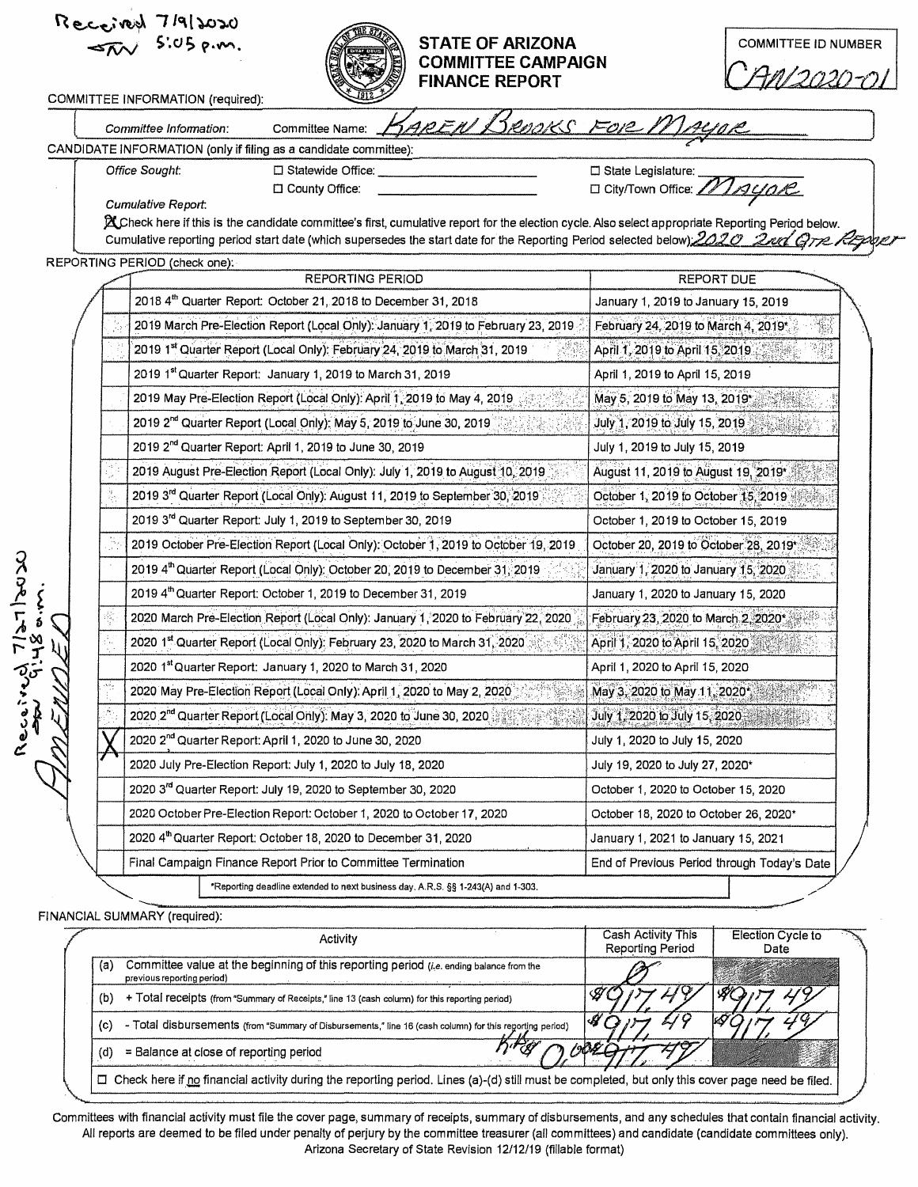Received 7/9/2020
SW 5:05 p.m.

# STATE OF ARIZONA COMMITTEE CAMPAIGN FINANCE REPORT

COMMITTEE ID NUMBER: CAN2020-01

COMMITTEE INFORMATION (required):

*Committee Information*: Committee Name: KAREN BROOKS FOR MAYOR

CANDIDATE INFORMATION (only if filing as a candidate committee):

*Office Sought*:

- ☐ Statewide Office: ______
- ☐ State Legislature: ______
- ☐ County Office: ______
- ☐ City/Town Office: MAYOR

*Cumulative Report*:

☒ Check here if this is the candidate committee's first, cumulative report for the election cycle. Also select appropriate Reporting Period below.
Cumulative reporting period start date (which supersedes the start date for the Reporting Period selected below): 2020 2nd QTR Report

REPORTING PERIOD (check one):

| | REPORTING PERIOD | REPORT DUE |
|---|---|---|
| | 2018 4th Quarter Report: October 21, 2018 to December 31, 2018 | January 1, 2019 to January 15, 2019 |
| | 2019 March Pre-Election Report (Local Only): January 1, 2019 to February 23, 2019 | February 24, 2019 to March 4, 2019* |
| | 2019 1st Quarter Report (Local Only): February 24, 2019 to March 31, 2019 | April 1, 2019 to April 15, 2019 |
| | 2019 1st Quarter Report: January 1, 2019 to March 31, 2019 | April 1, 2019 to April 15, 2019 |
| | 2019 May Pre-Election Report (Local Only): April 1, 2019 to May 4, 2019 | May 5, 2019 to May 13, 2019* |
| | 2019 2nd Quarter Report (Local Only): May 5, 2019 to June 30, 2019 | July 1, 2019 to July 15, 2019 |
| | 2019 2nd Quarter Report: April 1, 2019 to June 30, 2019 | July 1, 2019 to July 15, 2019 |
| | 2019 August Pre-Election Report (Local Only): July 1, 2019 to August 10, 2019 | August 11, 2019 to August 19, 2019* |
| | 2019 3rd Quarter Report (Local Only): August 11, 2019 to September 30, 2019 | October 1, 2019 to October 15, 2019 |
| | 2019 3rd Quarter Report: July 1, 2019 to September 30, 2019 | October 1, 2019 to October 15, 2019 |
| | 2019 October Pre-Election Report (Local Only): October 1, 2019 to October 19, 2019 | October 20, 2019 to October 28, 2019* |
| | 2019 4th Quarter Report (Local Only): October 20, 2019 to December 31, 2019 | January 1, 2020 to January 15, 2020 |
| | 2019 4th Quarter Report: October 1, 2019 to December 31, 2019 | January 1, 2020 to January 15, 2020 |
| | 2020 March Pre-Election Report (Local Only): January 1, 2020 to February 22, 2020 | February 23, 2020 to March 2, 2020* |
| | 2020 1st Quarter Report (Local Only): February 23, 2020 to March 31, 2020 | April 1, 2020 to April 15, 2020 |
| | 2020 1st Quarter Report: January 1, 2020 to March 31, 2020 | April 1, 2020 to April 15, 2020 |
| | 2020 May Pre-Election Report (Local Only): April 1, 2020 to May 2, 2020 | May 3, 2020 to May 11, 2020* |
| | 2020 2nd Quarter Report (Local Only): May 3, 2020 to June 30, 2020 | July 1, 2020 to July 15, 2020 |
| X | 2020 2nd Quarter Report: April 1, 2020 to June 30, 2020 | July 1, 2020 to July 15, 2020 |
| | 2020 July Pre-Election Report: July 1, 2020 to July 18, 2020 | July 19, 2020 to July 27, 2020* |
| | 2020 3rd Quarter Report: July 19, 2020 to September 30, 2020 | October 1, 2020 to October 15, 2020 |
| | 2020 October Pre-Election Report: October 1, 2020 to October 17, 2020 | October 18, 2020 to October 26, 2020* |
| | 2020 4th Quarter Report: October 18, 2020 to December 31, 2020 | January 1, 2021 to January 15, 2021 |
| | Final Campaign Finance Report Prior to Committee Termination | End of Previous Period through Today's Date |

*Reporting deadline extended to next business day. A.R.S. §§ 1-243(A) and 1-303.

Received 7/27/2020 SW 9:48 a.m. AMENDED

FINANCIAL SUMMARY (required):

| | Activity | Cash Activity This Reporting Period | Election Cycle to Date |
|---|---|---|---|
| (a) | Committee value at the beginning of this reporting period (*i.e.* ending balance from the previous reporting period) | 0 | |
| (b) | + Total receipts (from "Summary of Receipts," line 13 (cash column) for this reporting period) | $917.49 | $917.49 |
| (c) | - Total disbursements (from "Summary of Disbursements," line 16 (cash column) for this reporting period) | $917.49 | $917.49 |
| (d) | = Balance at close of reporting period | KB $0.00 ~~$917.49~~ | |

☐ Check here if no financial activity during the reporting period. Lines (a)-(d) still must be completed, but only this cover page need be filed.

Committees with financial activity must file the cover page, summary of receipts, summary of disbursements, and any schedules that contain financial activity.
All reports are deemed to be filed under penalty of perjury by the committee treasurer (all committees) and candidate (candidate committees only).
Arizona Secretary of State Revision 12/12/19 (fillable format)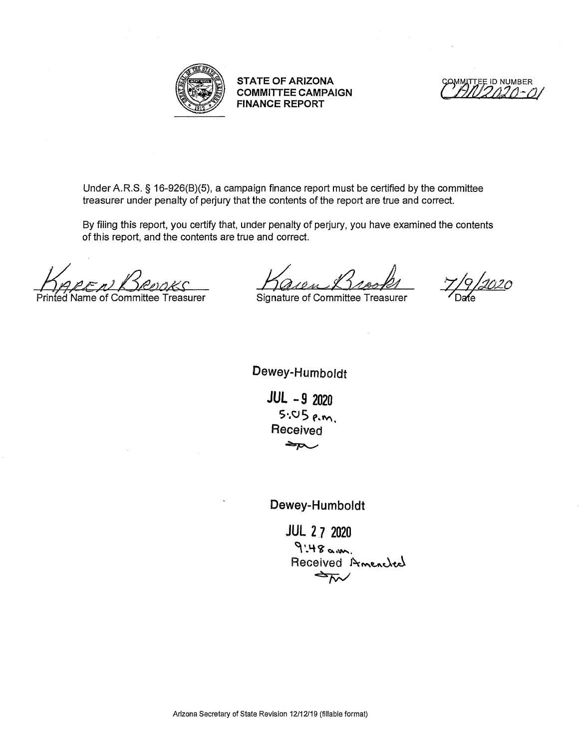**STATE OF ARIZONA**
**COMMITTEE CAMPAIGN**
**FINANCE REPORT**

COMMITTEE ID NUMBER
CAN2020-01

Under A.R.S. § 16-926(B)(5), a campaign finance report must be certified by the committee treasurer under penalty of perjury that the contents of the report are true and correct.

By filing this report, you certify that, under penalty of perjury, you have examined the contents of this report, and the contents are true and correct.

| KAREN BROOKS | Karen Brooks | 7/9/2020 |
|---|---|---|
| Printed Name of Committee Treasurer | Signature of Committee Treasurer | Date |

Dewey-Humboldt
JUL - 9 2020
5:05 p.m.
Received

Dewey-Humboldt
JUL 27 2020
9:48 a.m.
Received Amended

Arizona Secretary of State Revision 12/12/19 (fillable format)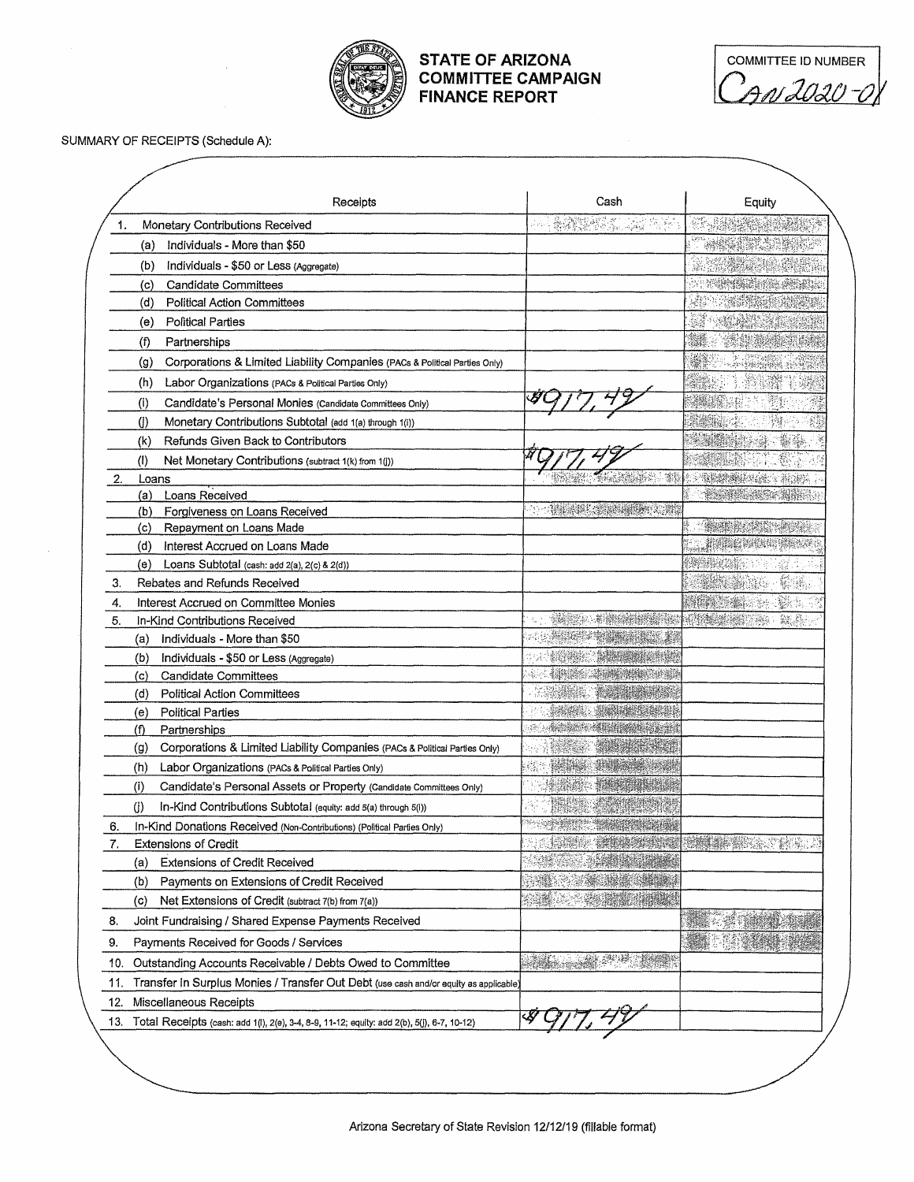# STATE OF ARIZONA COMMITTEE CAMPAIGN FINANCE REPORT

COMMITTEE ID NUMBER: CAN2020-01

SUMMARY OF RECEIPTS (Schedule A):

| Receipts | Cash | Equity |
|---|---|---|
| 1. Monetary Contributions Received | | |
| (a) Individuals - More than $50 | | |
| (b) Individuals - $50 or Less (Aggregate) | | |
| (c) Candidate Committees | | |
| (d) Political Action Committees | | |
| (e) Political Parties | | |
| (f) Partnerships | | |
| (g) Corporations & Limited Liability Companies (PACs & Political Parties Only) | | |
| (h) Labor Organizations (PACs & Political Parties Only) | | |
| (i) Candidate's Personal Monies (Candidate Committees Only) | $917.49 | |
| (j) Monetary Contributions Subtotal (add 1(a) through 1(i)) | | |
| (k) Refunds Given Back to Contributors | | |
| (l) Net Monetary Contributions (subtract 1(k) from 1(j)) | $917.49 | |
| 2. Loans | | |
| (a) Loans Received | | |
| (b) Forgiveness on Loans Received | | |
| (c) Repayment on Loans Made | | |
| (d) Interest Accrued on Loans Made | | |
| (e) Loans Subtotal (cash: add 2(a), 2(c) & 2(d)) | | |
| 3. Rebates and Refunds Received | | |
| 4. Interest Accrued on Committee Monies | | |
| 5. In-Kind Contributions Received | | |
| (a) Individuals - More than $50 | | |
| (b) Individuals - $50 or Less (Aggregate) | | |
| (c) Candidate Committees | | |
| (d) Political Action Committees | | |
| (e) Political Parties | | |
| (f) Partnerships | | |
| (g) Corporations & Limited Liability Companies (PACs & Political Parties Only) | | |
| (h) Labor Organizations (PACs & Political Parties Only) | | |
| (i) Candidate's Personal Assets or Property (Candidate Committees Only) | | |
| (j) In-Kind Contributions Subtotal (equity: add 5(a) through 5(i)) | | |
| 6. In-Kind Donations Received (Non-Contributions) (Political Parties Only) | | |
| 7. Extensions of Credit | | |
| (a) Extensions of Credit Received | | |
| (b) Payments on Extensions of Credit Received | | |
| (c) Net Extensions of Credit (subtract 7(b) from 7(a)) | | |
| 8. Joint Fundraising / Shared Expense Payments Received | | |
| 9. Payments Received for Goods / Services | | |
| 10. Outstanding Accounts Receivable / Debts Owed to Committee | | |
| 11. Transfer In Surplus Monies / Transfer Out Debt (use cash and/or equity as applicable) | | |
| 12. Miscellaneous Receipts | | |
| 13. Total Receipts (cash: add 1(l), 2(e), 3-4, 8-9, 11-12; equity: add 2(b), 5(j), 6-7, 10-12) | $917.49 | |

Arizona Secretary of State Revision 12/12/19 (fillable format)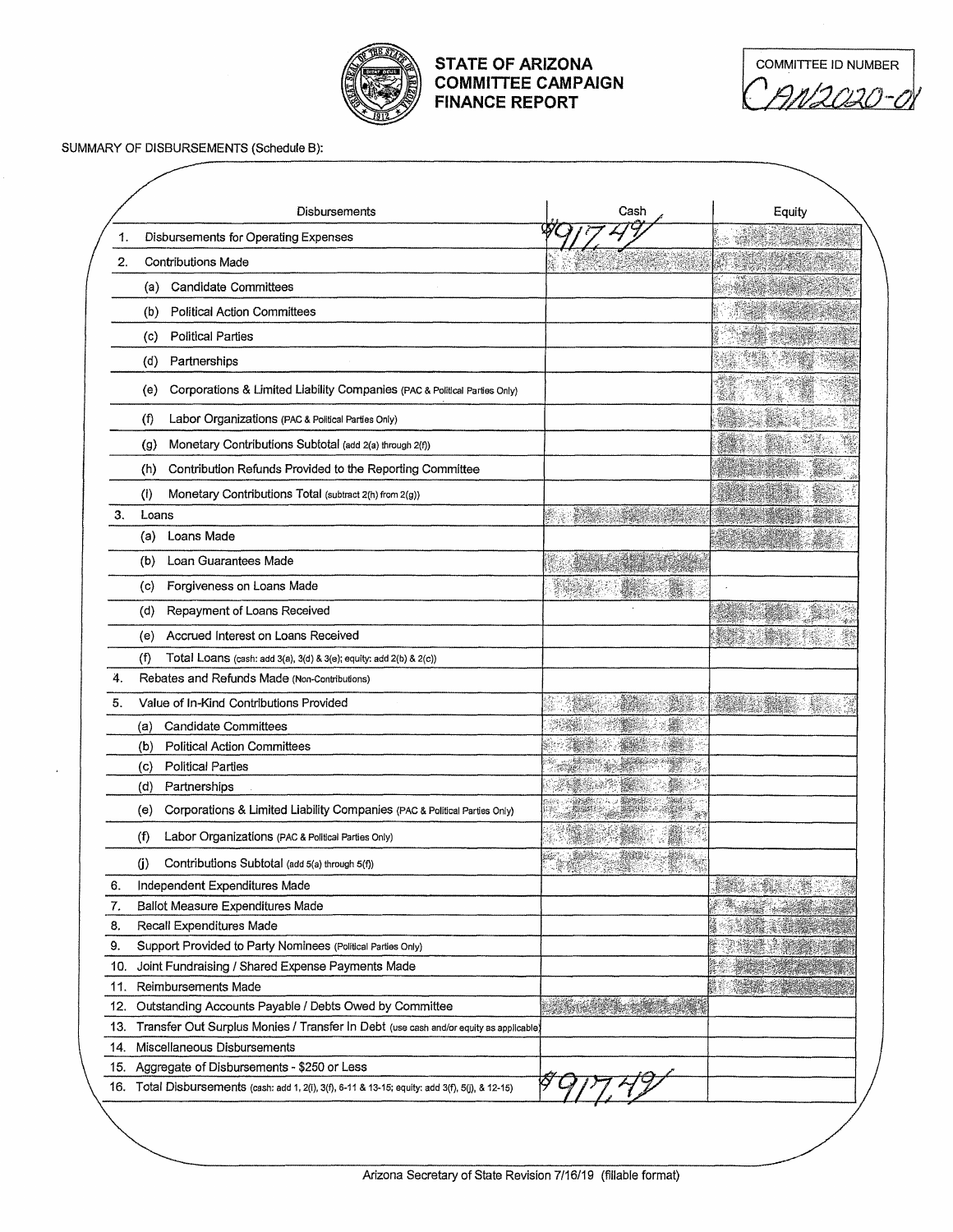**STATE OF ARIZONA**
**COMMITTEE CAMPAIGN**
**FINANCE REPORT**

COMMITTEE ID NUMBER
CAN2020-01

SUMMARY OF DISBURSEMENTS (Schedule B):

| | Disbursements | Cash | Equity |
|---|---|---|---|
| 1. | Disbursements for Operating Expenses | $917.49 | |
| 2. | Contributions Made | | |
| | (a) Candidate Committees | | |
| | (b) Political Action Committees | | |
| | (c) Political Parties | | |
| | (d) Partnerships | | |
| | (e) Corporations & Limited Liability Companies (PAC & Political Parties Only) | | |
| | (f) Labor Organizations (PAC & Political Parties Only) | | |
| | (g) Monetary Contributions Subtotal (add 2(a) through 2(f)) | | |
| | (h) Contribution Refunds Provided to the Reporting Committee | | |
| | (i) Monetary Contributions Total (subtract 2(h) from 2(g)) | | |
| 3. | Loans | | |
| | (a) Loans Made | | |
| | (b) Loan Guarantees Made | | |
| | (c) Forgiveness on Loans Made | | |
| | (d) Repayment of Loans Received | | |
| | (e) Accrued Interest on Loans Received | | |
| | (f) Total Loans (cash: add 3(a), 3(d) & 3(e); equity: add 2(b) & 2(c)) | | |
| 4. | Rebates and Refunds Made (Non-Contributions) | | |
| 5. | Value of In-Kind Contributions Provided | | |
| | (a) Candidate Committees | | |
| | (b) Political Action Committees | | |
| | (c) Political Parties | | |
| | (d) Partnerships | | |
| | (e) Corporations & Limited Liability Companies (PAC & Political Parties Only) | | |
| | (f) Labor Organizations (PAC & Political Parties Only) | | |
| | (j) Contributions Subtotal (add 5(a) through 5(f)) | | |
| 6. | Independent Expenditures Made | | |
| 7. | Ballot Measure Expenditures Made | | |
| 8. | Recall Expenditures Made | | |
| 9. | Support Provided to Party Nominees (Political Parties Only) | | |
| 10. | Joint Fundraising / Shared Expense Payments Made | | |
| 11. | Reimbursements Made | | |
| 12. | Outstanding Accounts Payable / Debts Owed by Committee | | |
| 13. | Transfer Out Surplus Monies / Transfer In Debt (use cash and/or equity as applicable) | | |
| 14. | Miscellaneous Disbursements | | |
| 15. | Aggregate of Disbursements - $250 or Less | | |
| 16. | Total Disbursements (cash: add 1, 2(i), 3(f), 6-11 & 13-15; equity: add 3(f), 5(j), & 12-15) | $917.49 | |

Arizona Secretary of State Revision 7/16/19 (fillable format)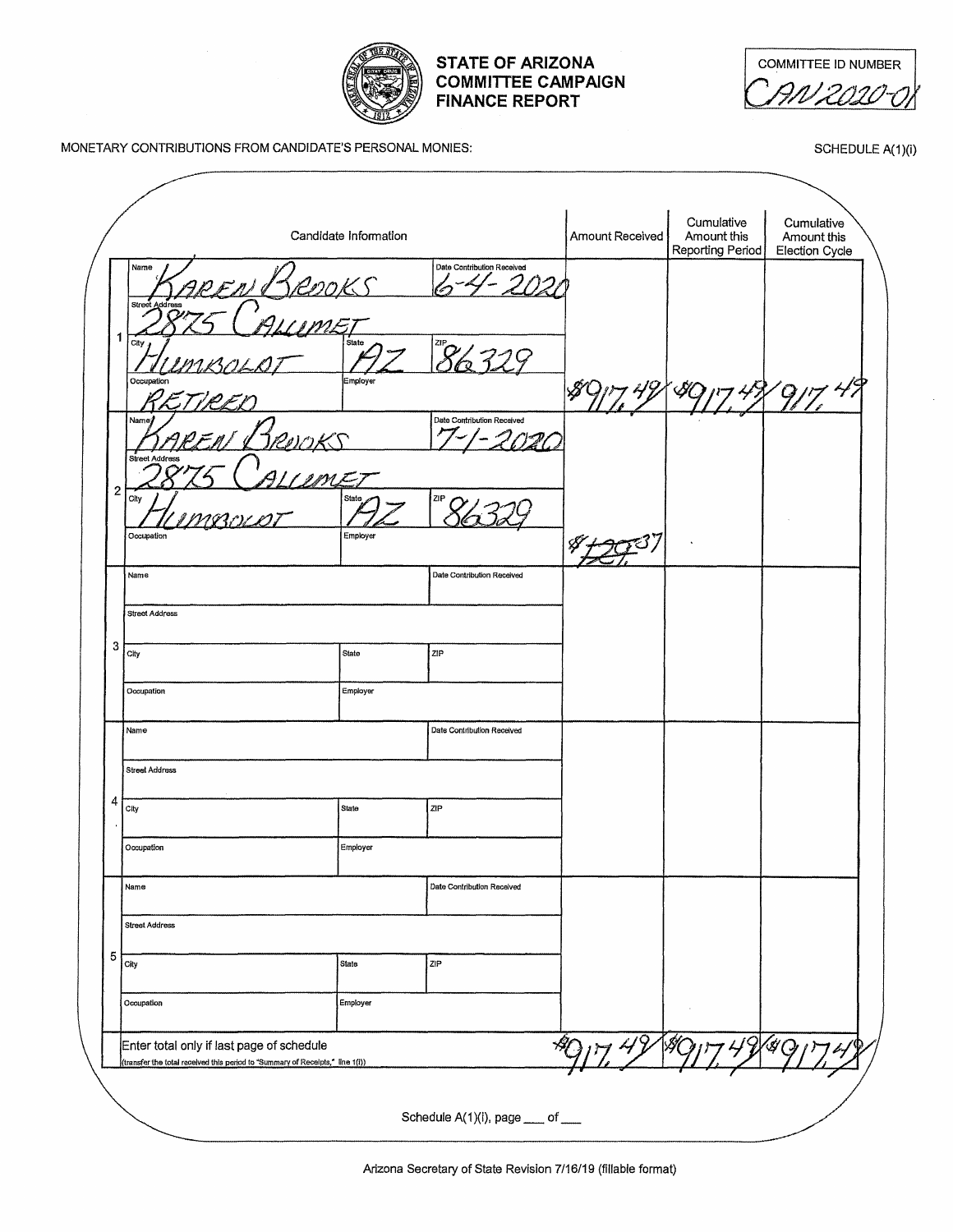# STATE OF ARIZONA COMMITTEE CAMPAIGN FINANCE REPORT

COMMITTEE ID NUMBER: CAN2020-01

MONETARY CONTRIBUTIONS FROM CANDIDATE'S PERSONAL MONIES:

SCHEDULE A(1)(i)

| # | Candidate Information | | | Amount Received | Cumulative Amount this Reporting Period | Cumulative Amount this Election Cycle |
|---|---|---|---|---|---|---|
| 1 | Name: KAREN BROOKS | | Date Contribution Received: 6-4-2020 | $917.49 | $917.49 | 917.49 |
| | Street Address: 2875 CALUMET | | | | | |
| | City: HUMBOLDT | State: AZ | ZIP: 86329 | | | |
| | Occupation: RETIRED | Employer: | | | | |
| 2 | Name: KAREN BROOKS | | Date Contribution Received: 7-1-2020 | $~~129~~.37 | | |
| | Street Address: 2875 CALUMET | | | | | |
| | City: HUMBOLDT | State: AZ | ZIP: 86329 | | | |
| | Occupation: | Employer: | | | | |
| 3 | Name: | | Date Contribution Received: | | | |
| | Street Address: | | | | | |
| | City: | State: | ZIP: | | | |
| | Occupation: | Employer: | | | | |
| 4 | Name: | | Date Contribution Received: | | | |
| | Street Address: | | | | | |
| | City: | State: | ZIP: | | | |
| | Occupation: | Employer: | | | | |
| 5 | Name: | | Date Contribution Received: | | | |
| | Street Address: | | | | | |
| | City: | State: | ZIP: | | | |
| | Occupation: | Employer: | | | | |
| | Enter total only if last page of schedule (transfer the total received this period to "Summary of Receipts," line 1(i)) | | | $917.49 | $917.49 | $917.49 |

Schedule A(1)(i), page ___ of ___

Arizona Secretary of State Revision 7/16/19 (fillable format)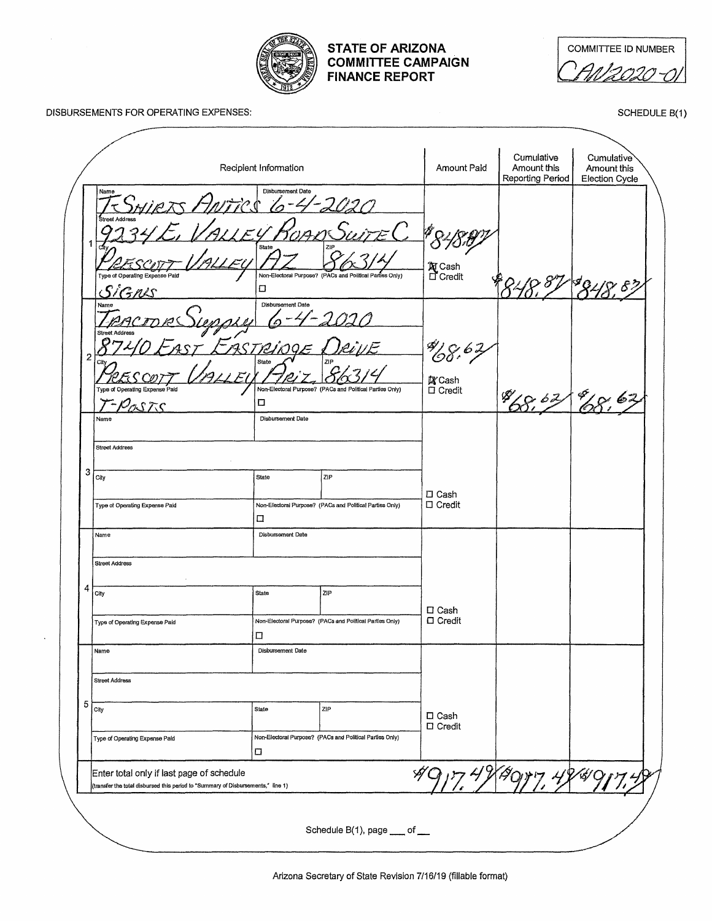# STATE OF ARIZONA COMMITTEE CAMPAIGN FINANCE REPORT

COMMITTEE ID NUMBER: CAN2020-01

DISBURSEMENTS FOR OPERATING EXPENSES: SCHEDULE B(1)

| | Recipient Information | Amount Paid | Cumulative Amount this Reporting Period | Cumulative Amount this Election Cycle |
|---|---|---|---|---|
| 1 | Name: T-Shirts Antics; Disbursement Date: 6-4-2020; Street Address: 9234 E. Valley Road Suite C; City: Prescott Valley; State: AZ; ZIP: 86314; Type of Operating Expense Paid: Signs; Non-Electoral Purpose? (PACs and Political Parties Only) ☐ | $848.87 ☒ Cash ☐ Credit | $848.87 | $848.87 |
| 2 | Name: Tractor Supply; Disbursement Date: 6-4-2020; Street Address: 8740 East Eastridge Drive; City: Prescott Valley; State: Ariz.; ZIP: 86314; Type of Operating Expense Paid: T-Posts; Non-Electoral Purpose? (PACs and Political Parties Only) ☐ | $68.62 ☒ Cash ☐ Credit | $68.62 | $68.62 |
| 3 | Name: ; Disbursement Date: ; Street Address: ; City: ; State: ; ZIP: ; Type of Operating Expense Paid: ; Non-Electoral Purpose? (PACs and Political Parties Only) ☐ | ☐ Cash ☐ Credit | | |
| 4 | Name: ; Disbursement Date: ; Street Address: ; City: ; State: ; ZIP: ; Type of Operating Expense Paid: ; Non-Electoral Purpose? (PACs and Political Parties Only) ☐ | ☐ Cash ☐ Credit | | |
| 5 | Name: ; Disbursement Date: ; Street Address: ; City: ; State: ; ZIP: ; Type of Operating Expense Paid: ; Non-Electoral Purpose? (PACs and Political Parties Only) ☐ | ☐ Cash ☐ Credit | | |
| | Enter total only if last page of schedule (transfer the total disbursed this period to "Summary of Disbursements," line 1) | $917.49 | $917.49 | $917.49 |

Schedule B(1), page \_\_\_ of \_\_\_

Arizona Secretary of State Revision 7/16/19 (fillable format)